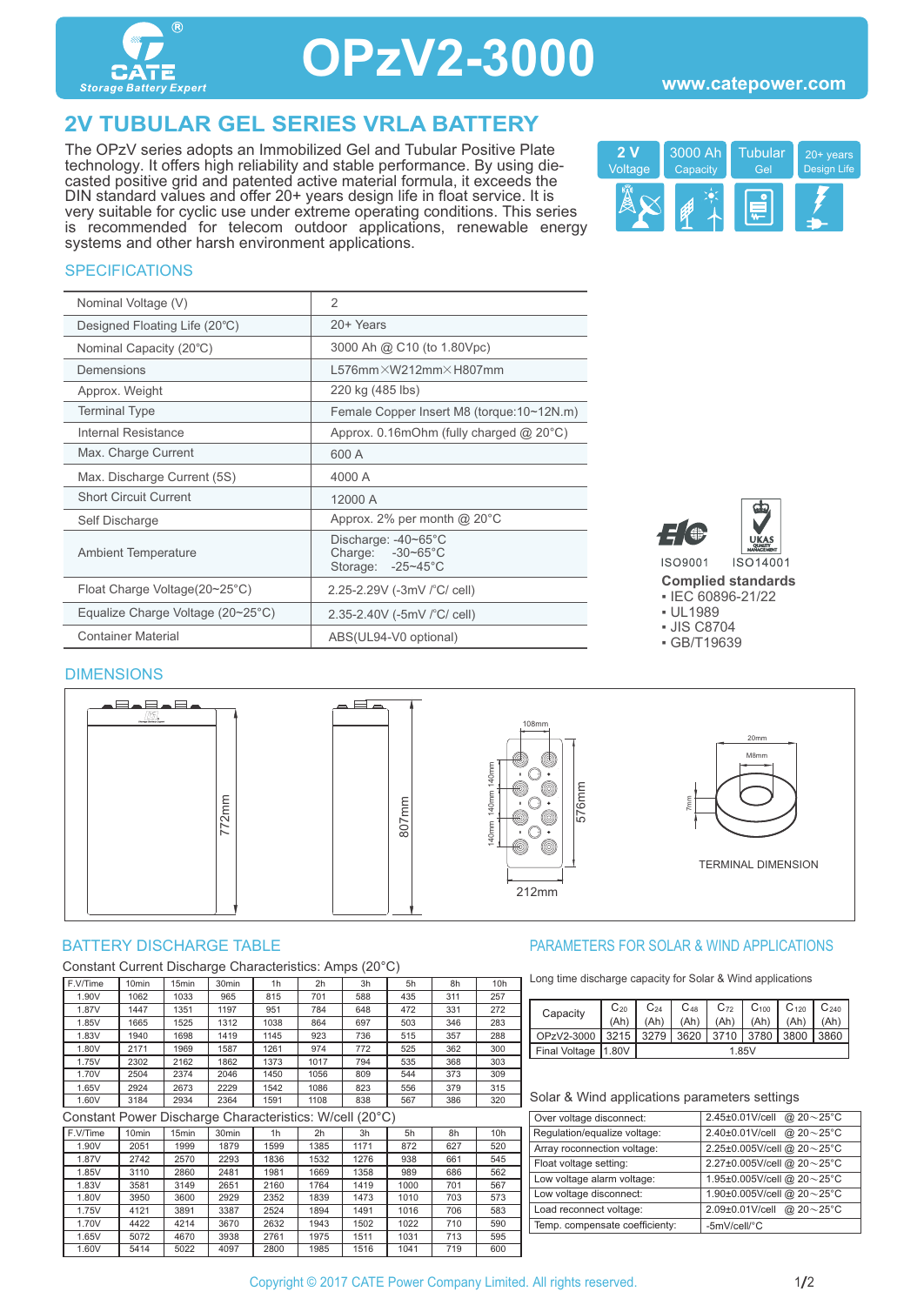# OPzV2-3000

www.catepower.com

## 2V TUBULAR GEL SERIES VRLA BATTERY

The OPzV series adopts an Immobilized Gel and Tubular Positive Plate technology. It offers high reliability and stable performance. By using die-casted positive grid and patented active material formula, it exceeds the DIN standard values and offer 20+ years design life in float service. It is very suitable for cyclic use under extreme operating conditions. This series is recommended for telecom outdoor applications, renewable energy systems and other harsh environment applications.

2 V Voltage | 3000 Ah Capacity | Tubular Gel | 20+ years Design Life

### SPECIFICATIONS

| | |
|---|---|
| Nominal Voltage (V) | 2 |
| Designed Floating Life (20°C) | 20+ Years |
| Nominal Capacity (20°C) | 3000 Ah @ C10 (to 1.80Vpc) |
| Demensions | L576mm×W212mm×H807mm |
| Approx. Weight | 220 kg (485 lbs) |
| Terminal Type | Female Copper Insert M8 (torque:10~12N.m) |
| Internal Resistance | Approx. 0.16mOhm (fully charged @ 20°C) |
| Max. Charge Current | 600 A |
| Max. Discharge Current (5S) | 4000 A |
| Short Circuit Current | 12000 A |
| Self Discharge | Approx. 2% per month @ 20°C |
| Ambient Temperature | Discharge: -40~65°C<br>Charge: -30~65°C<br>Storage: -25~45°C |
| Float Charge Voltage(20~25°C) | 2.25-2.29V (-3mV /°C/ cell) |
| Equalize Charge Voltage (20~25°C) | 2.35-2.40V (-5mV /°C/ cell) |
| Container Material | ABS(UL94-V0 optional) |

ISO9001 ISO14001

**Complied standards**
- IEC 60896-21/22
- UL1989
- JIS C8704
- GB/T19639

### DIMENSIONS

772mm, 807mm, 576mm, 212mm, 108mm, 140mm, 140mm, 140mm, 20mm, M8mm, 7mm

TERMINAL DIMENSION

### BATTERY DISCHARGE TABLE

Constant Current Discharge Characteristics: Amps (20°C)

| F.V/Time | 10min | 15min | 30min | 1h | 2h | 3h | 5h | 8h | 10h |
|---|---|---|---|---|---|---|---|---|---|
| 1.90V | 1062 | 1033 | 965 | 815 | 701 | 588 | 435 | 311 | 257 |
| 1.87V | 1447 | 1351 | 1197 | 951 | 784 | 648 | 472 | 331 | 272 |
| 1.85V | 1665 | 1525 | 1312 | 1038 | 864 | 697 | 503 | 346 | 283 |
| 1.83V | 1940 | 1698 | 1419 | 1145 | 923 | 736 | 515 | 357 | 288 |
| 1.80V | 2171 | 1969 | 1587 | 1261 | 974 | 772 | 525 | 362 | 300 |
| 1.75V | 2302 | 2162 | 1862 | 1373 | 1017 | 794 | 535 | 368 | 303 |
| 1.70V | 2504 | 2374 | 2046 | 1450 | 1056 | 809 | 544 | 373 | 309 |
| 1.65V | 2924 | 2673 | 2229 | 1542 | 1086 | 823 | 556 | 379 | 315 |
| 1.60V | 3184 | 2934 | 2364 | 1591 | 1108 | 838 | 567 | 386 | 320 |

Constant Power Discharge Characteristics: W/cell (20°C)

| F.V/Time | 10min | 15min | 30min | 1h | 2h | 3h | 5h | 8h | 10h |
|---|---|---|---|---|---|---|---|---|---|
| 1.90V | 2051 | 1999 | 1879 | 1599 | 1385 | 1171 | 872 | 627 | 520 |
| 1.87V | 2742 | 2570 | 2293 | 1836 | 1532 | 1276 | 938 | 661 | 545 |
| 1.85V | 3110 | 2860 | 2481 | 1981 | 1669 | 1358 | 989 | 686 | 562 |
| 1.83V | 3581 | 3149 | 2651 | 2160 | 1764 | 1419 | 1000 | 701 | 567 |
| 1.80V | 3950 | 3600 | 2929 | 2352 | 1839 | 1473 | 1010 | 703 | 573 |
| 1.75V | 4121 | 3891 | 3387 | 2524 | 1894 | 1491 | 1016 | 706 | 583 |
| 1.70V | 4422 | 4214 | 3670 | 2632 | 1943 | 1502 | 1022 | 710 | 590 |
| 1.65V | 5072 | 4670 | 3938 | 2761 | 1975 | 1511 | 1031 | 713 | 595 |
| 1.60V | 5414 | 5022 | 4097 | 2800 | 1985 | 1516 | 1041 | 719 | 600 |

### PARAMETERS FOR SOLAR & WIND APPLICATIONS

Long time discharge capacity for Solar & Wind applications

| Capacity | $C_{20}$ (Ah) | $C_{24}$ (Ah) | $C_{48}$ (Ah) | $C_{72}$ (Ah) | $C_{100}$ (Ah) | $C_{120}$ (Ah) | $C_{240}$ (Ah) |
|---|---|---|---|---|---|---|---|
| OPzV2-3000 | 3215 | 3279 | 3620 | 3710 | 3780 | 3800 | 3860 |
| Final Voltage | 1.80V | 1.85V | | | | | |

Solar & Wind applications parameters settings

| | |
|---|---|
| Over voltage disconnect: | 2.45±0.01V/cell @ 20～25°C |
| Regulation/equalize voltage: | 2.40±0.01V/cell @ 20～25°C |
| Array reconnection voltage: | 2.25±0.005V/cell @ 20～25°C |
| Float voltage setting: | 2.27±0.005V/cell @ 20～25°C |
| Low voltage alarm voltage: | 1.95±0.005V/cell @ 20～25°C |
| Low voltage disconnect: | 1.90±0.005V/cell @ 20～25°C |
| Load reconnect voltage: | 2.09±0.01V/cell @ 20～25°C |
| Temp. compensate coefficiency: | -5mV/cell/°C |

Copyright © 2017 CATE Power Company Limited. All rights reserved.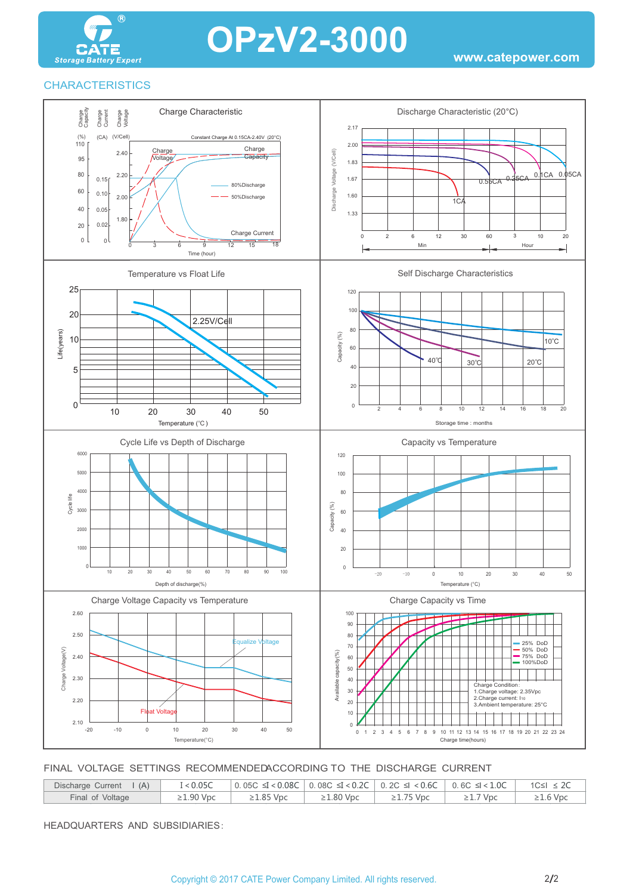# OPzV2-3000

## CHARACTERISTICS

### Charge Characteristic

Charge Capacity (%) | Charge Current (CA) | Charge Voltage (V/Cell)

Constant Charge At 0.15CA-2.40V (20°C)

110, 95, 80, 60, 40, 20, 0

0.15, 0.10, 0.05, 0.02, 0

2.40, 2.20, 2.00, 1.80

Charge Voltage

Charge Capacity

80%Discharge

50%Discharge

Charge Current

0, 3, 6, 9, 12, 15, 18

Time (hour)

### Discharge Characteristic (20°C)

Discharge Voltage (V/Cell)

2.17, 2.00, 1.83, 1.67, 1.60, 1.33

1CA, 0.55CA, 0.25CA, 0.1CA, 0.05CA

0, 2, 6, 12, 30, 60, 3, 10, 20

Min | Hour

### Temperature vs Float Life

Life(years)

25, 20, 10, 5, 0

2.25V/Cell

10, 20, 30, 40, 50

Temperature (°C )

### Self Discharge Characteristics

Capacity (%)

120, 100, 80, 60, 40, 20, 0

40°C, 30°C, 20°C, 10°C

2, 4, 6, 8, 10, 12, 14, 16, 18, 20

Storage time : months

### Cycle Life vs Depth of Discharge

Cycle life

6000, 5000, 4000, 3000, 2000, 1000, 0

10, 20, 30, 40, 50, 60, 70, 80, 90, 100

Depth of discharge(%)

### Capacity vs Temperature

Capacity (%)

120, 100, 80, 60, 40, 20, 0

−20, −10, 0, 10, 20, 30, 40, 50

Temperature (°C)

### Charge Voltage Capacity vs Temperature

Charge Voltage(V)

2.60, 2.50, 2.40, 2.30, 2.20, 2.10

Equalize Voltage

Float Voltage

-20, -10, 0, 10, 20, 30, 40, 50

Temperature(°C)

### Charge Capacity vs Time

Available capacity(%)

100, 90, 80, 70, 60, 50, 40, 30, 20, 10, 0

25% DoD
50% DoD
75% DoD
100%DoD

Charge Condition:
1.Charge voltage: 2.35Vpc
2.Charge current: I10
3.Ambient temperature: 25°C

0 1 2 3 4 5 6 7 8 9 10 11 12 13 14 15 16 17 18 19 20 21 22 23 24

Charge time(hours)

## FINAL VOLTAGE SETTINGS RECOMMENDEDACCORDING TO THE DISCHARGE CURRENT

| Discharge Current I (A) | I < 0.05C | 0.05C ≤I < 0.08C | 0.08C ≤I < 0.2C | 0.2C ≤I < 0.6C | 0.6C ≤I < 1.0C | 1C≤I ≤ 2C |
|---|---|---|---|---|---|---|
| Final of Voltage | ≥1.90 Vpc | ≥1.85 Vpc | ≥1.80 Vpc | ≥1.75 Vpc | ≥1.7 Vpc | ≥1.6 Vpc |

HEADQUARTERS AND SUBSIDIARIES:

Copyright © 2017 CATE Power Company Limited. All rights reserved.